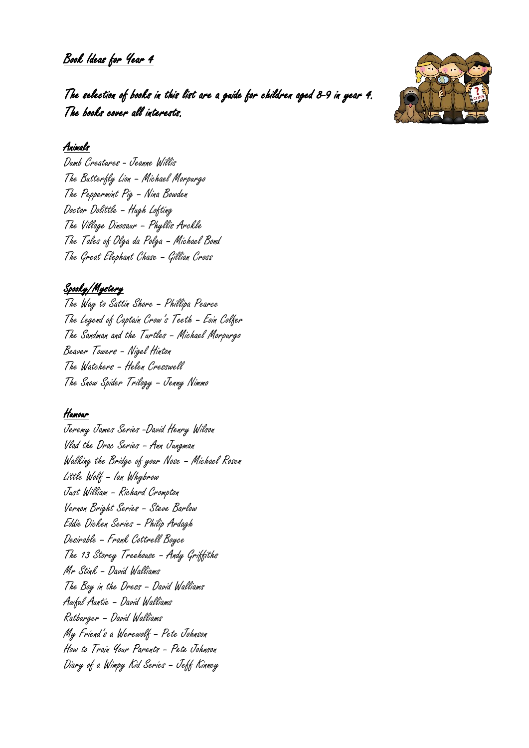# Book Ideas for Year 4

## The selection of books in this list are a guide for children aged 8-9 in year 4. The books cover all interests.

### Animals

Dumb Creatures - Jeanne Willis
The Butterfly Lion – Michael Morpurgo
The Peppermint Pig – Nina Bowden
Doctor Dolittle – Hugh Lofting
The Village Dinosaur – Phyllis Arckle
The Tales of Olga da Polga – Michael Bond
The Great Elephant Chase – Gillian Cross

### Spooky/Mystery

The Way to Sattin Shore – Phillipa Pearce
The Legend of Captain Crow's Teeth – Eoin Colfer
The Sandman and the Turtles – Michael Morpurgo
Beaver Towers – Nigel Hinton
The Watchers – Helen Cresswell
The Snow Spider Trilogy – Jenny Nimmo

### Humour

Jeremy James Series -David Henry Wilson
Vlad the Drac Series – Ann Jungman
Walking the Bridge of your Nose – Michael Rosen
Little Wolf – Ian Whybrow
Just William – Richard Crompton
Vernon Bright Series – Steve Barlow
Eddie Dicken Series – Philip Ardagh
Desirable – Frank Cottrell Boyce
The 13 Storey Treehouse – Andy Griffiths
Mr Stink – David Walliams
The Boy in the Dress – David Walliams
Awful Auntie – David Walliams
Ratburger – David Walliams
My Friend's a Werewolf – Pete Johnson
How to Train Your Parents – Pete Johnson
Diary of a Wimpy Kid Series – Jeff Kinney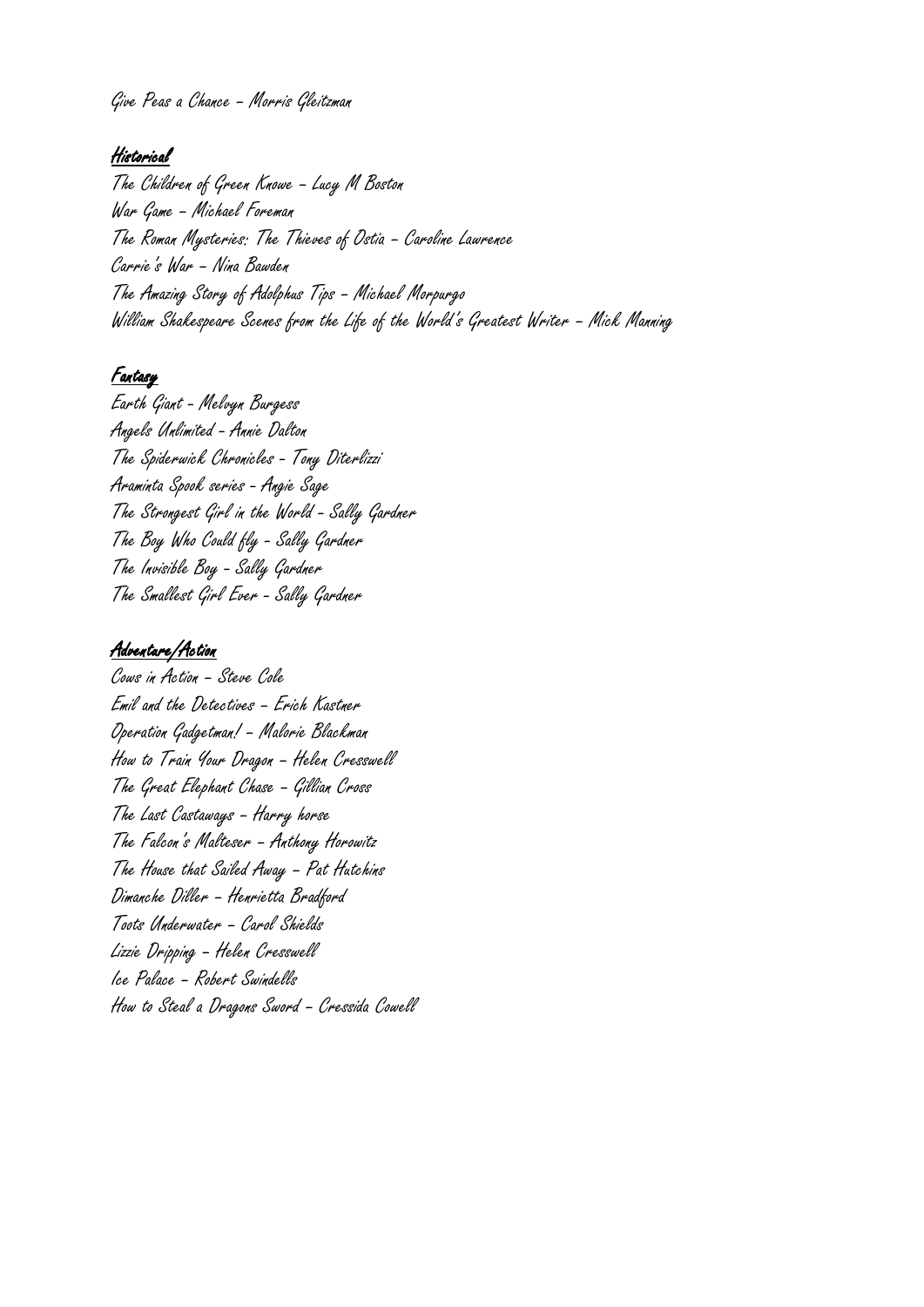Give Peas a Chance – Morris Gleitzman

## Historical

The Children of Green Knowe – Lucy M Boston
War Game – Michael Foreman
The Roman Mysteries: The Thieves of Ostia – Caroline Lawrence
Carrie's War – Nina Bawden
The Amazing Story of Adolphus Tips – Michael Morpurgo
William Shakespeare Scenes from the Life of the World's Greatest Writer – Mick Manning

## Fantasy

Earth Giant - Melvyn Burgess
Angels Unlimited - Annie Dalton
The Spiderwick Chronicles - Tony Diterlizzi
Araminta Spook series - Angie Sage
The Strongest Girl in the World - Sally Gardner
The Boy Who Could fly - Sally Gardner
The Invisible Boy - Sally Gardner
The Smallest Girl Ever - Sally Gardner

## Adventure/Action

Cows in Action – Steve Cole
Emil and the Detectives – Erich Kastner
Operation Gadgetman! – Malorie Blackman
How to Train Your Dragon – Helen Cresswell
The Great Elephant Chase – Gillian Cross
The Last Castaways – Harry horse
The Falcon's Malteser – Anthony Horowitz
The House that Sailed Away – Pat Hutchins
Dimanche Diller – Henrietta Bradford
Toots Underwater – Carol Shields
Lizzie Dripping – Helen Cresswell
Ice Palace – Robert Swindells
How to Steal a Dragons Sword – Cressida Cowell